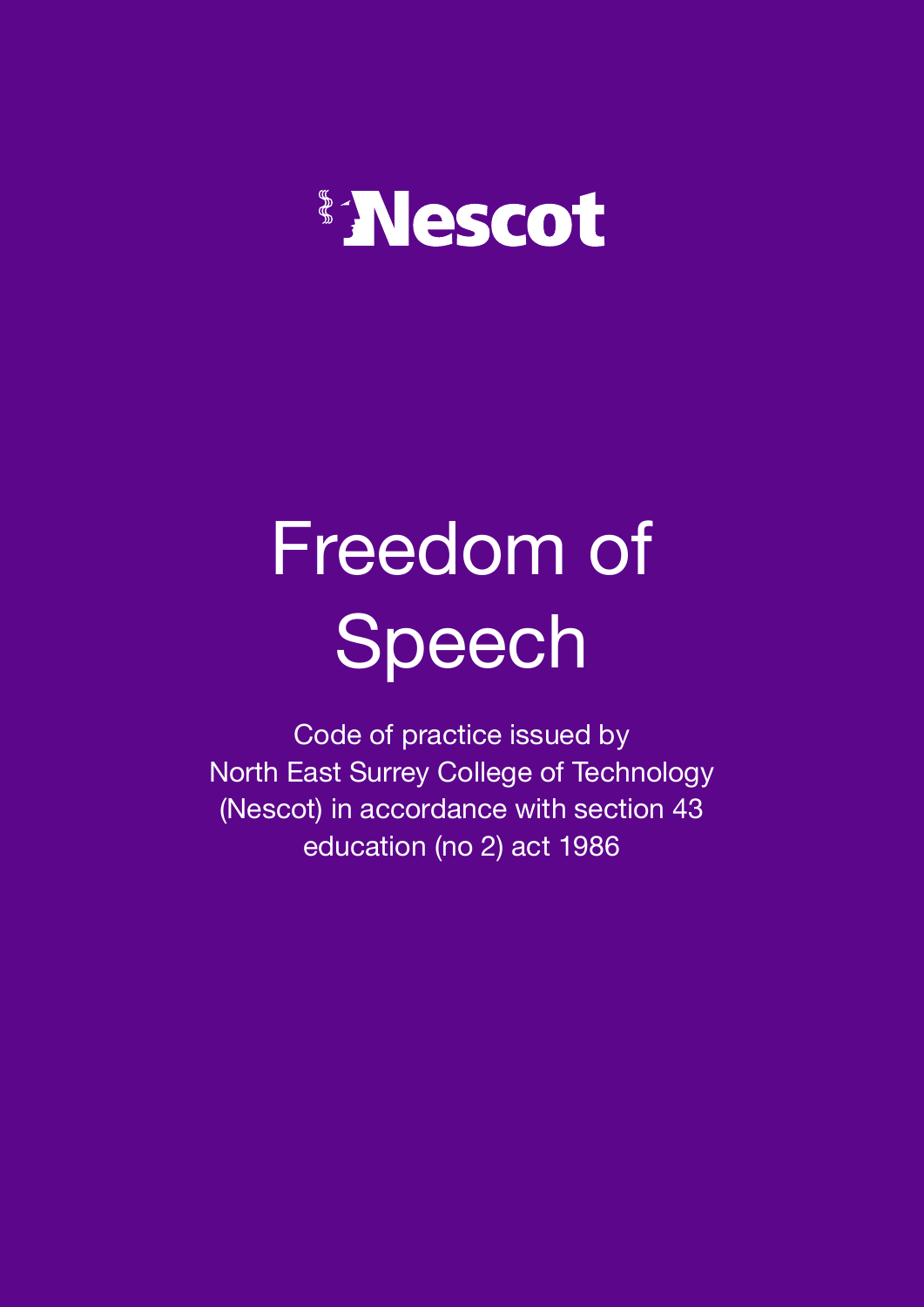Nescot

# Freedom of Speech

Code of practice issued by
North East Surrey College of Technology
(Nescot) in accordance with section 43
education (no 2) act 1986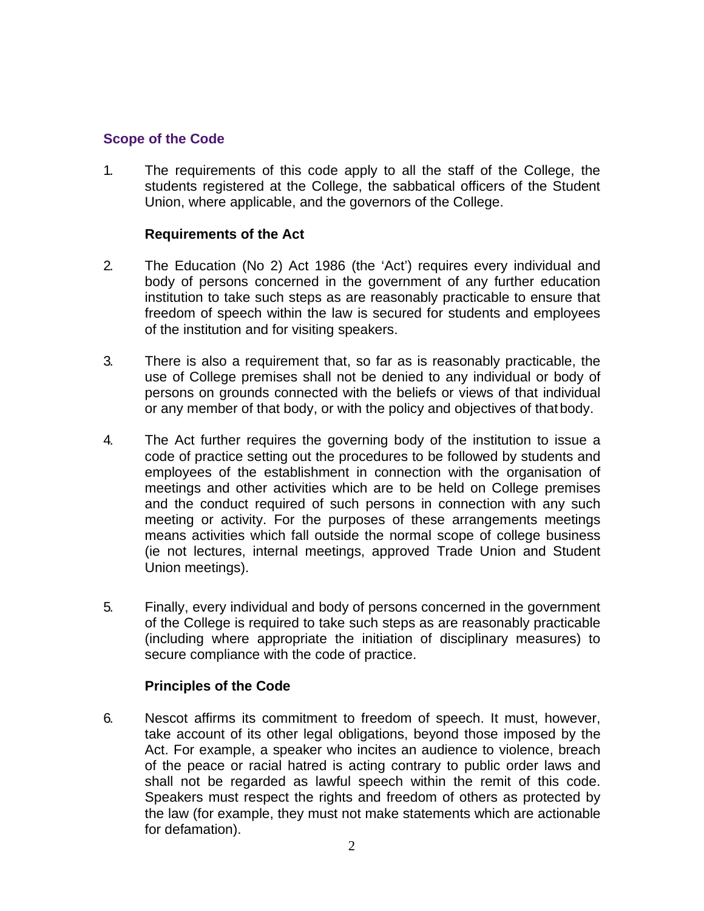## Scope of the Code

1. The requirements of this code apply to all the staff of the College, the students registered at the College, the sabbatical officers of the Student Union, where applicable, and the governors of the College.

### Requirements of the Act

2. The Education (No 2) Act 1986 (the 'Act') requires every individual and body of persons concerned in the government of any further education institution to take such steps as are reasonably practicable to ensure that freedom of speech within the law is secured for students and employees of the institution and for visiting speakers.

3. There is also a requirement that, so far as is reasonably practicable, the use of College premises shall not be denied to any individual or body of persons on grounds connected with the beliefs or views of that individual or any member of that body, or with the policy and objectives of that body.

4. The Act further requires the governing body of the institution to issue a code of practice setting out the procedures to be followed by students and employees of the establishment in connection with the organisation of meetings and other activities which are to be held on College premises and the conduct required of such persons in connection with any such meeting or activity. For the purposes of these arrangements meetings means activities which fall outside the normal scope of college business (ie not lectures, internal meetings, approved Trade Union and Student Union meetings).

5. Finally, every individual and body of persons concerned in the government of the College is required to take such steps as are reasonably practicable (including where appropriate the initiation of disciplinary measures) to secure compliance with the code of practice.

### Principles of the Code

6. Nescot affirms its commitment to freedom of speech. It must, however, take account of its other legal obligations, beyond those imposed by the Act. For example, a speaker who incites an audience to violence, breach of the peace or racial hatred is acting contrary to public order laws and shall not be regarded as lawful speech within the remit of this code. Speakers must respect the rights and freedom of others as protected by the law (for example, they must not make statements which are actionable for defamation).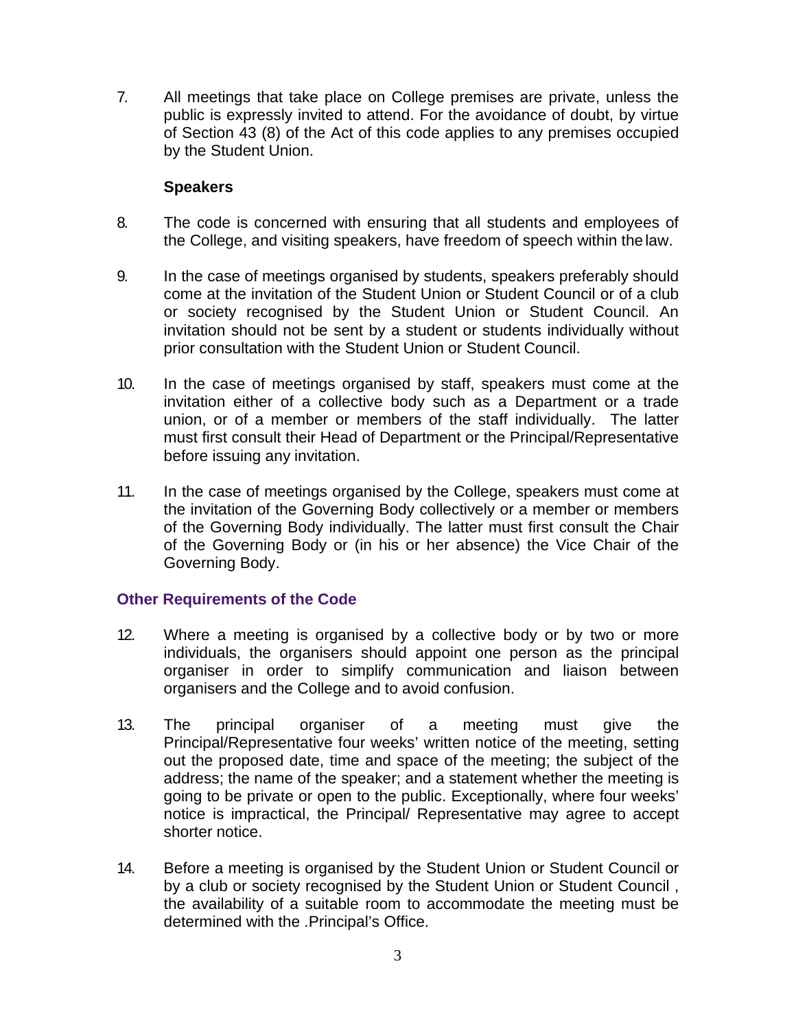7. All meetings that take place on College premises are private, unless the public is expressly invited to attend. For the avoidance of doubt, by virtue of Section 43 (8) of the Act of this code applies to any premises occupied by the Student Union.

**Speakers**

8. The code is concerned with ensuring that all students and employees of the College, and visiting speakers, have freedom of speech within the law.

9. In the case of meetings organised by students, speakers preferably should come at the invitation of the Student Union or Student Council or of a club or society recognised by the Student Union or Student Council. An invitation should not be sent by a student or students individually without prior consultation with the Student Union or Student Council.

10. In the case of meetings organised by staff, speakers must come at the invitation either of a collective body such as a Department or a trade union, or of a member or members of the staff individually. The latter must first consult their Head of Department or the Principal/Representative before issuing any invitation.

11. In the case of meetings organised by the College, speakers must come at the invitation of the Governing Body collectively or a member or members of the Governing Body individually. The latter must first consult the Chair of the Governing Body or (in his or her absence) the Vice Chair of the Governing Body.

## Other Requirements of the Code

12. Where a meeting is organised by a collective body or by two or more individuals, the organisers should appoint one person as the principal organiser in order to simplify communication and liaison between organisers and the College and to avoid confusion.

13. The principal organiser of a meeting must give the Principal/Representative four weeks' written notice of the meeting, setting out the proposed date, time and space of the meeting; the subject of the address; the name of the speaker; and a statement whether the meeting is going to be private or open to the public. Exceptionally, where four weeks' notice is impractical, the Principal/ Representative may agree to accept shorter notice.

14. Before a meeting is organised by the Student Union or Student Council or by a club or society recognised by the Student Union or Student Council , the availability of a suitable room to accommodate the meeting must be determined with the .Principal's Office.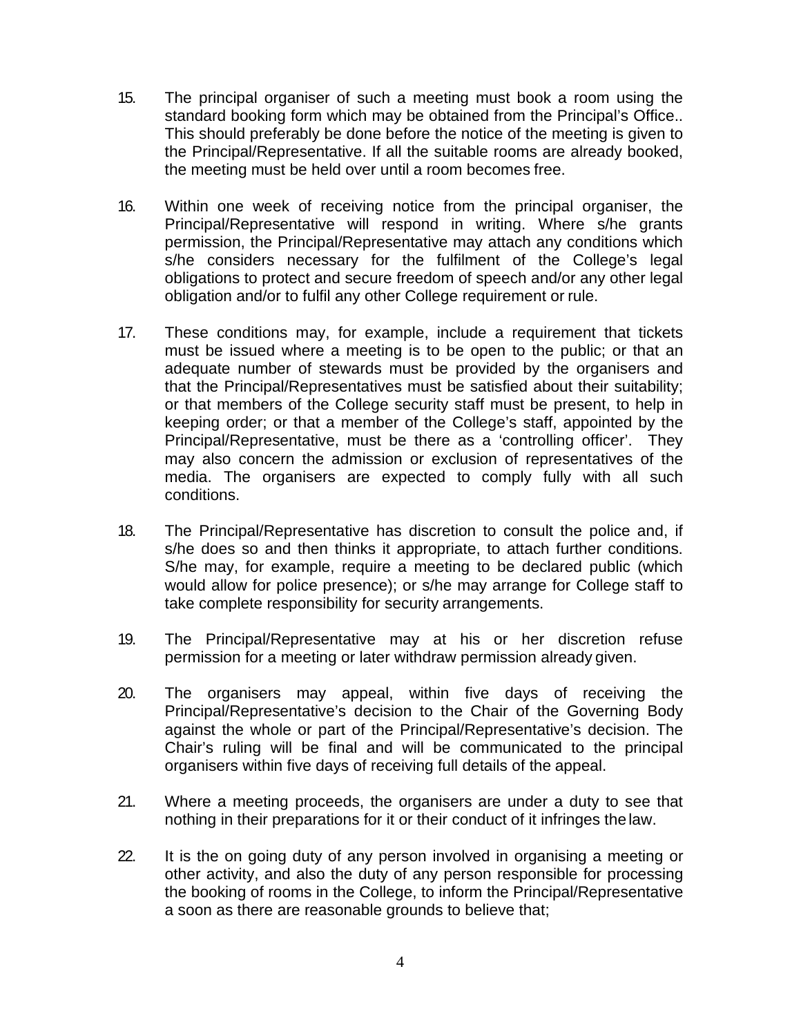15. The principal organiser of such a meeting must book a room using the standard booking form which may be obtained from the Principal's Office.. This should preferably be done before the notice of the meeting is given to the Principal/Representative. If all the suitable rooms are already booked, the meeting must be held over until a room becomes free.

16. Within one week of receiving notice from the principal organiser, the Principal/Representative will respond in writing. Where s/he grants permission, the Principal/Representative may attach any conditions which s/he considers necessary for the fulfilment of the College's legal obligations to protect and secure freedom of speech and/or any other legal obligation and/or to fulfil any other College requirement or rule.

17. These conditions may, for example, include a requirement that tickets must be issued where a meeting is to be open to the public; or that an adequate number of stewards must be provided by the organisers and that the Principal/Representatives must be satisfied about their suitability; or that members of the College security staff must be present, to help in keeping order; or that a member of the College's staff, appointed by the Principal/Representative, must be there as a 'controlling officer'. They may also concern the admission or exclusion of representatives of the media. The organisers are expected to comply fully with all such conditions.

18. The Principal/Representative has discretion to consult the police and, if s/he does so and then thinks it appropriate, to attach further conditions. S/he may, for example, require a meeting to be declared public (which would allow for police presence); or s/he may arrange for College staff to take complete responsibility for security arrangements.

19. The Principal/Representative may at his or her discretion refuse permission for a meeting or later withdraw permission already given.

20. The organisers may appeal, within five days of receiving the Principal/Representative's decision to the Chair of the Governing Body against the whole or part of the Principal/Representative's decision. The Chair's ruling will be final and will be communicated to the principal organisers within five days of receiving full details of the appeal.

21. Where a meeting proceeds, the organisers are under a duty to see that nothing in their preparations for it or their conduct of it infringes the law.

22. It is the on going duty of any person involved in organising a meeting or other activity, and also the duty of any person responsible for processing the booking of rooms in the College, to inform the Principal/Representative a soon as there are reasonable grounds to believe that;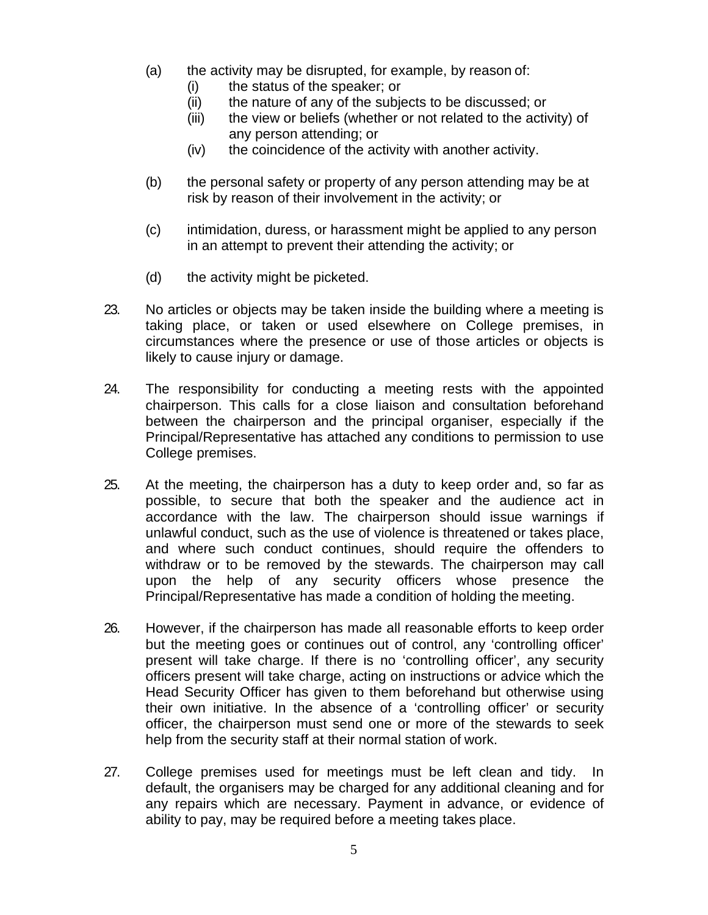(a) the activity may be disrupted, for example, by reason of:
   (i) the status of the speaker; or
   (ii) the nature of any of the subjects to be discussed; or
   (iii) the view or beliefs (whether or not related to the activity) of any person attending; or
   (iv) the coincidence of the activity with another activity.

(b) the personal safety or property of any person attending may be at risk by reason of their involvement in the activity; or

(c) intimidation, duress, or harassment might be applied to any person in an attempt to prevent their attending the activity; or

(d) the activity might be picketed.

23. No articles or objects may be taken inside the building where a meeting is taking place, or taken or used elsewhere on College premises, in circumstances where the presence or use of those articles or objects is likely to cause injury or damage.

24. The responsibility for conducting a meeting rests with the appointed chairperson. This calls for a close liaison and consultation beforehand between the chairperson and the principal organiser, especially if the Principal/Representative has attached any conditions to permission to use College premises.

25. At the meeting, the chairperson has a duty to keep order and, so far as possible, to secure that both the speaker and the audience act in accordance with the law. The chairperson should issue warnings if unlawful conduct, such as the use of violence is threatened or takes place, and where such conduct continues, should require the offenders to withdraw or to be removed by the stewards. The chairperson may call upon the help of any security officers whose presence the Principal/Representative has made a condition of holding the meeting.

26. However, if the chairperson has made all reasonable efforts to keep order but the meeting goes or continues out of control, any 'controlling officer' present will take charge. If there is no 'controlling officer', any security officers present will take charge, acting on instructions or advice which the Head Security Officer has given to them beforehand but otherwise using their own initiative. In the absence of a 'controlling officer' or security officer, the chairperson must send one or more of the stewards to seek help from the security staff at their normal station of work.

27. College premises used for meetings must be left clean and tidy. In default, the organisers may be charged for any additional cleaning and for any repairs which are necessary. Payment in advance, or evidence of ability to pay, may be required before a meeting takes place.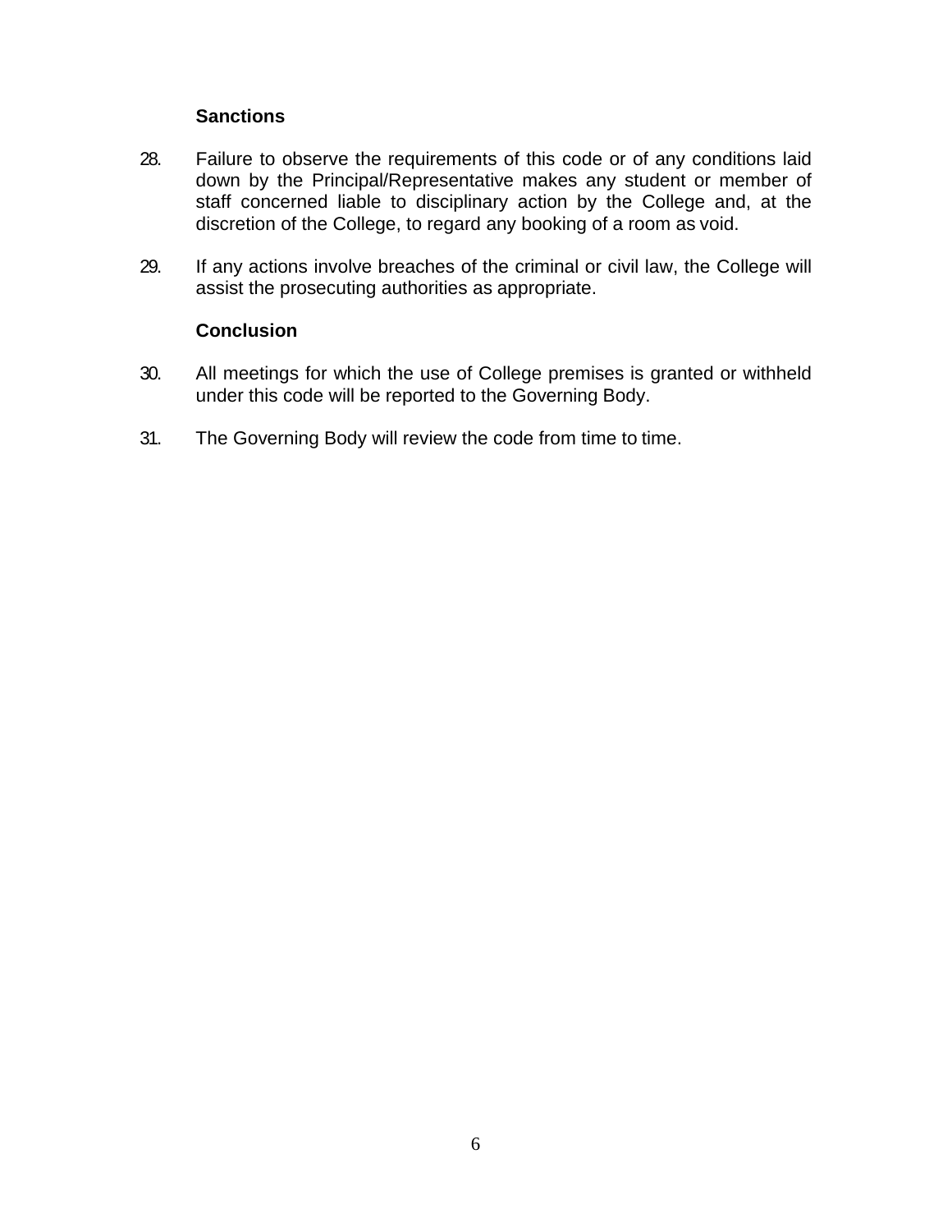### Sanctions

28. Failure to observe the requirements of this code or of any conditions laid down by the Principal/Representative makes any student or member of staff concerned liable to disciplinary action by the College and, at the discretion of the College, to regard any booking of a room as void.

29. If any actions involve breaches of the criminal or civil law, the College will assist the prosecuting authorities as appropriate.

### Conclusion

30. All meetings for which the use of College premises is granted or withheld under this code will be reported to the Governing Body.

31. The Governing Body will review the code from time to time.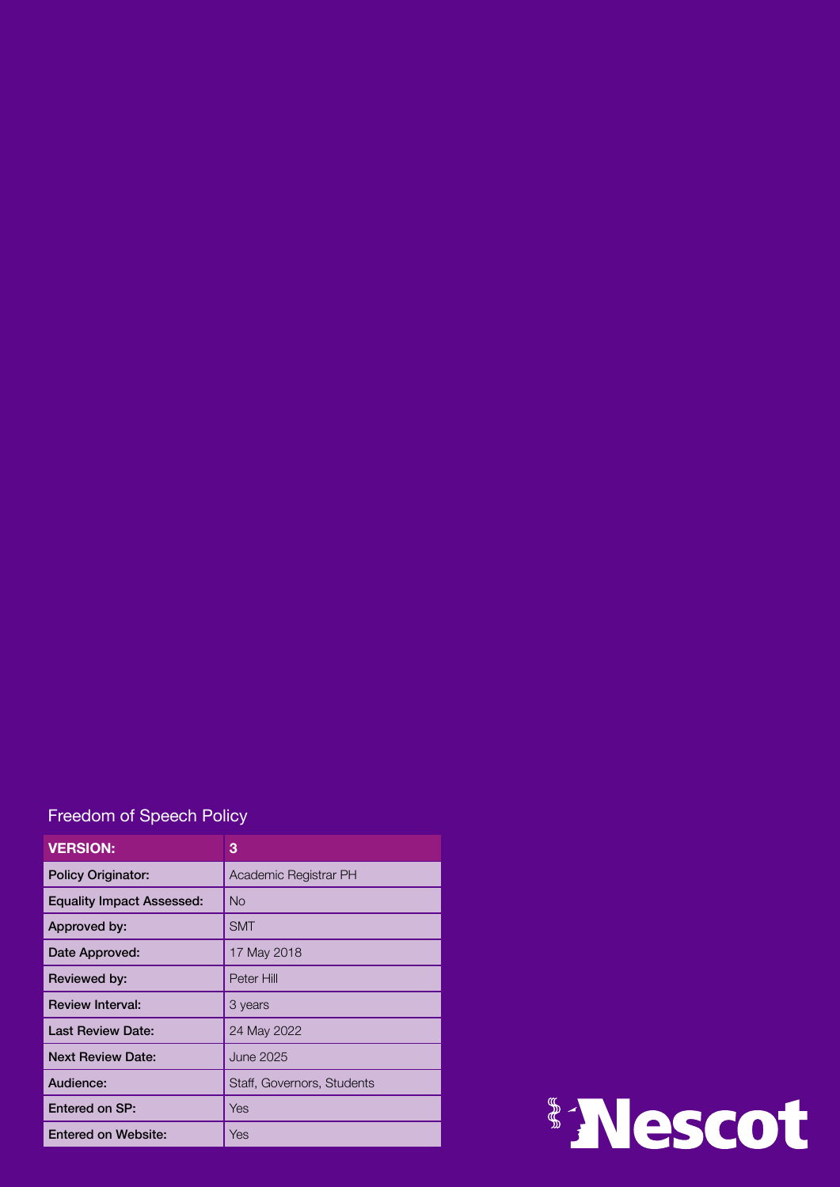Freedom of Speech Policy

| VERSION: | 3 |
|---|---|
| Policy Originator: | Academic Registrar PH |
| Equality Impact Assessed: | No |
| Approved by: | SMT |
| Date Approved: | 17 May 2018 |
| Reviewed by: | Peter Hill |
| Review Interval: | 3 years |
| Last Review Date: | 24 May 2022 |
| Next Review Date: | June 2025 |
| Audience: | Staff, Governors, Students |
| Entered on SP: | Yes |
| Entered on Website: | Yes |

Nescot